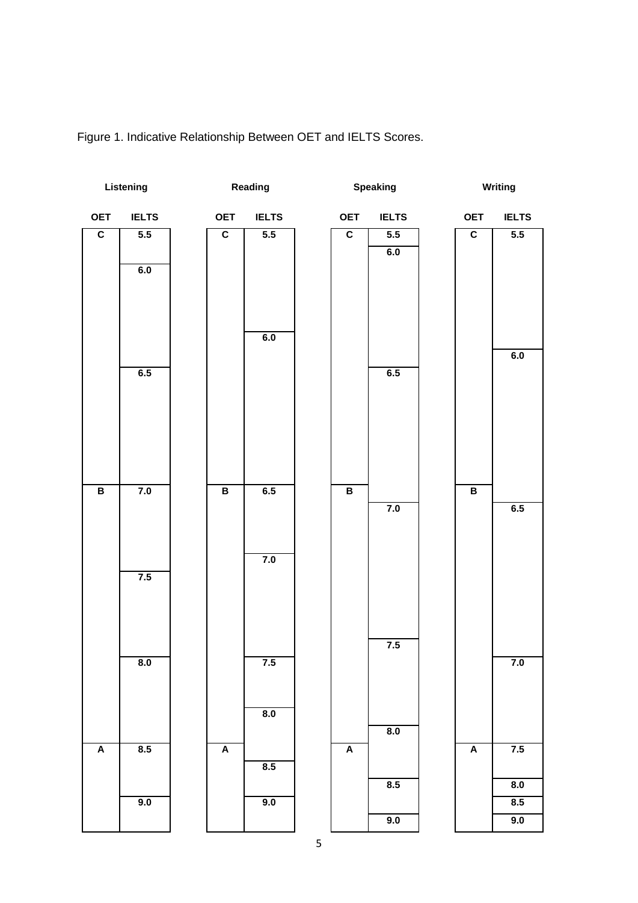Figure 1. Indicative Relationship Between OET and IELTS Scores.

**Listening**

| OET | IELTS |
|---|---|
| C | 5.5 |
| | 6.0 |
| | 6.5 |
| B | 7.0 |
| | 7.5 |
| | 8.0 |
| A | 8.5 |
| | 9.0 |

**Reading**

| OET | IELTS |
|---|---|
| C | 5.5 |
| | 6.0 |
| B | 6.5 |
| | 7.0 |
| | 7.5 |
| | 8.0 |
| A | |
| | 8.5 |
| | 9.0 |

**Speaking**

| OET | IELTS |
|---|---|
| C | 5.5 |
| | 6.0 |
| | 6.5 |
| B | |
| | 7.0 |
| | 7.5 |
| | 8.0 |
| A | |
| | 8.5 |
| | 9.0 |

**Writing**

| OET | IELTS |
|---|---|
| C | 5.5 |
| | 6.0 |
| B | |
| | 6.5 |
| | 7.0 |
| A | 7.5 |
| | 8.0 |
| | 8.5 |
| | 9.0 |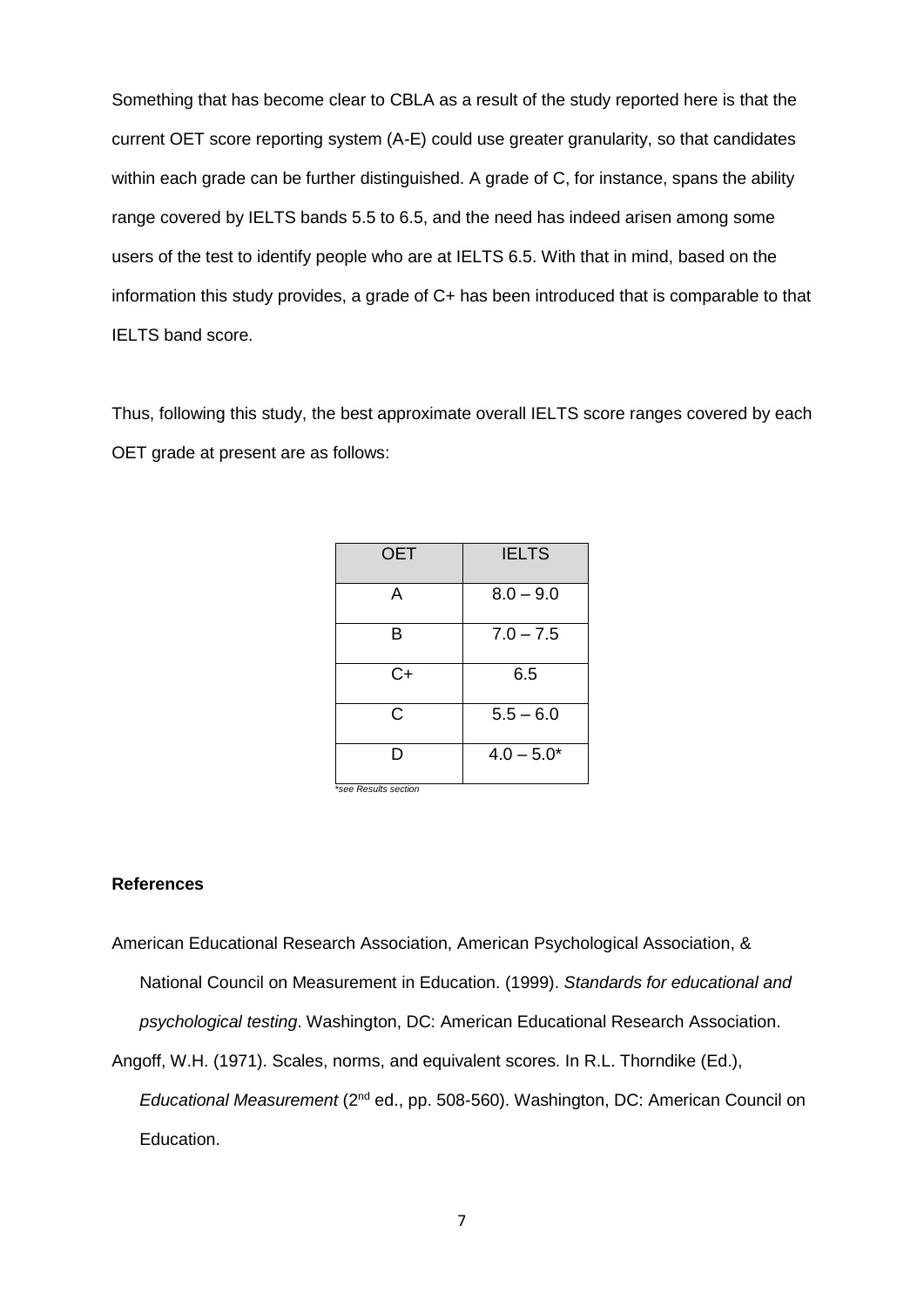Something that has become clear to CBLA as a result of the study reported here is that the current OET score reporting system (A-E) could use greater granularity, so that candidates within each grade can be further distinguished. A grade of C, for instance, spans the ability range covered by IELTS bands 5.5 to 6.5, and the need has indeed arisen among some users of the test to identify people who are at IELTS 6.5. With that in mind, based on the information this study provides, a grade of C+ has been introduced that is comparable to that IELTS band score.

Thus, following this study, the best approximate overall IELTS score ranges covered by each OET grade at present are as follows:

| OET | IELTS |
|---|---|
| A | 8.0 – 9.0 |
| B | 7.0 – 7.5 |
| C+ | 6.5 |
| C | 5.5 – 6.0 |
| D | 4.0 – 5.0* |

*\*see Results section*

**References**

American Educational Research Association, American Psychological Association, & National Council on Measurement in Education. (1999). *Standards for educational and psychological testing*. Washington, DC: American Educational Research Association.

Angoff, W.H. (1971). Scales, norms, and equivalent scores. In R.L. Thorndike (Ed.), *Educational Measurement* (2nd ed., pp. 508-560). Washington, DC: American Council on Education.